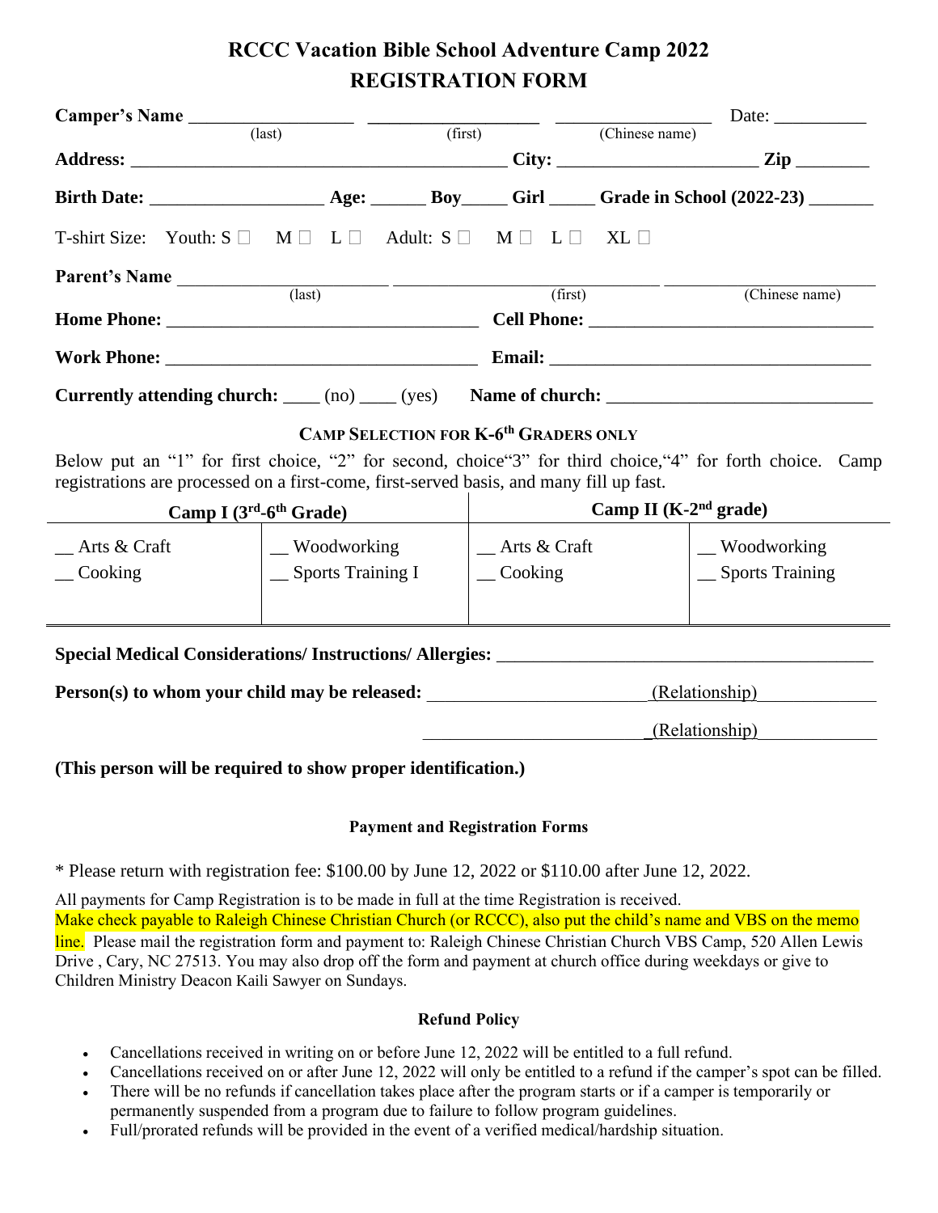# RCCC Vacation Bible School Adventure Camp 2022
# REGISTRATION FORM

**Camper's Name** ________________ (last) ________________ (first) ________________ (Chinese name) Date: __________

**Address:** ________________________________________ **City:** ____________________ **Zip** ________

**Birth Date:** __________________ **Age:** ______ **Boy**_____ **Girl** _____ **Grade in School (2022-23)** _______

T-shirt Size: Youth: S ☐ M ☐ L ☐ Adult: S ☐ M ☐ L ☐ XL ☐

**Parent's Name** ____________________ (last) ____________________ (first) ____________________ (Chinese name)

**Home Phone:** ________________________________ **Cell Phone:** ______________________________

**Work Phone:** ________________________________ **Email:** __________________________________

**Currently attending church:** ____ (no) ____ (yes) **Name of church:** ____________________________

### CAMP SELECTION FOR K-6th GRADERS ONLY

Below put an "1" for first choice, "2" for second, choice"3" for third choice,"4" for forth choice. Camp registrations are processed on a first-come, first-served basis, and many fill up fast.

| Camp I (3rd-6th Grade) | | Camp II (K-2nd grade) | |
|---|---|---|---|
| __ Arts & Craft | __ Woodworking | __ Arts & Craft | __ Woodworking |
| __ Cooking | __ Sports Training I | __ Cooking | __ Sports Training |

**Special Medical Considerations/ Instructions/ Allergies:** ________________________________________

**Person(s) to whom your child may be released:** ______________________(Relationship)____________

______________________(Relationship)____________

**(This person will be required to show proper identification.)**

### Payment and Registration Forms

\* Please return with registration fee: $100.00 by June 12, 2022 or $110.00 after June 12, 2022.

All payments for Camp Registration is to be made in full at the time Registration is received. Make check payable to Raleigh Chinese Christian Church (or RCCC), also put the child's name and VBS on the memo line. Please mail the registration form and payment to: Raleigh Chinese Christian Church VBS Camp, 520 Allen Lewis Drive , Cary, NC 27513. You may also drop off the form and payment at church office during weekdays or give to Children Ministry Deacon Kaili Sawyer on Sundays.

### Refund Policy

- Cancellations received in writing on or before June 12, 2022 will be entitled to a full refund.
- Cancellations received on or after June 12, 2022 will only be entitled to a refund if the camper's spot can be filled.
- There will be no refunds if cancellation takes place after the program starts or if a camper is temporarily or permanently suspended from a program due to failure to follow program guidelines.
- Full/prorated refunds will be provided in the event of a verified medical/hardship situation.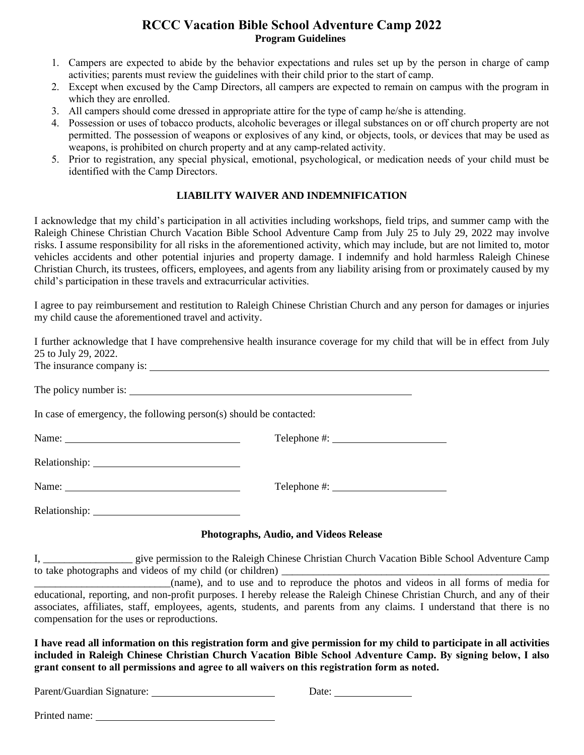# RCCC Vacation Bible School Adventure Camp 2022

**Program Guidelines**

1. Campers are expected to abide by the behavior expectations and rules set up by the person in charge of camp activities; parents must review the guidelines with their child prior to the start of camp.
2. Except when excused by the Camp Directors, all campers are expected to remain on campus with the program in which they are enrolled.
3. All campers should come dressed in appropriate attire for the type of camp he/she is attending.
4. Possession or uses of tobacco products, alcoholic beverages or illegal substances on or off church property are not permitted. The possession of weapons or explosives of any kind, or objects, tools, or devices that may be used as weapons, is prohibited on church property and at any camp-related activity.
5. Prior to registration, any special physical, emotional, psychological, or medication needs of your child must be identified with the Camp Directors.

## LIABILITY WAIVER AND INDEMNIFICATION

I acknowledge that my child's participation in all activities including workshops, field trips, and summer camp with the Raleigh Chinese Christian Church Vacation Bible School Adventure Camp from July 25 to July 29, 2022 may involve risks. I assume responsibility for all risks in the aforementioned activity, which may include, but are not limited to, motor vehicles accidents and other potential injuries and property damage. I indemnify and hold harmless Raleigh Chinese Christian Church, its trustees, officers, employees, and agents from any liability arising from or proximately caused by my child's participation in these travels and extracurricular activities.

I agree to pay reimbursement and restitution to Raleigh Chinese Christian Church and any person for damages or injuries my child cause the aforementioned travel and activity.

I further acknowledge that I have comprehensive health insurance coverage for my child that will be in effect from July 25 to July 29, 2022.
The insurance company is: ____________________________________________

The policy number is: ______________________________

In case of emergency, the following person(s) should be contacted:

Name: ______________________ Telephone #: ______________

Relationship: ______________________

Name: ______________________ Telephone #: ______________

Relationship: ______________________

## Photographs, Audio, and Videos Release

I, _________________ give permission to the Raleigh Chinese Christian Church Vacation Bible School Adventure Camp to take photographs and videos of my child (or children) _____________________________________________________
__________________________(name), and to use and to reproduce the photos and videos in all forms of media for educational, reporting, and non-profit purposes. I hereby release the Raleigh Chinese Christian Church, and any of their associates, affiliates, staff, employees, agents, students, and parents from any claims. I understand that there is no compensation for the uses or reproductions.

**I have read all information on this registration form and give permission for my child to participate in all activities included in Raleigh Chinese Christian Church Vacation Bible School Adventure Camp. By signing below, I also grant consent to all permissions and agree to all waivers on this registration form as noted.**

Parent/Guardian Signature: ______________________ Date: ______________

Printed name: ______________________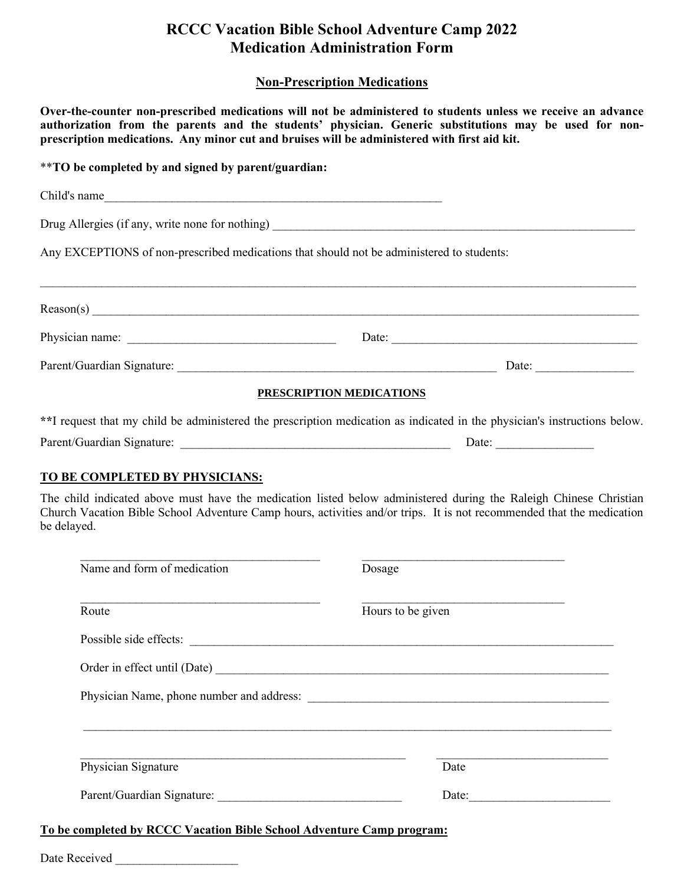# RCCC Vacation Bible School Adventure Camp 2022
# Medication Administration Form

## Non-Prescription Medications

**Over-the-counter non-prescribed medications will not be administered to students unless we receive an advance authorization from the parents and the students' physician. Generic substitutions may be used for non-prescription medications. Any minor cut and bruises will be administered with first aid kit.**

**\*\*TO be completed by and signed by parent/guardian:**

Child's name_______________________________________________________

Drug Allergies (if any, write none for nothing) ____________________________________________________________

Any EXCEPTIONS of non-prescribed medications that should not be administered to students:

_____________________________________________________________________________________________________

Reason(s) ____________________________________________________________________________________________

Physician name: _________________________________ Date: _______________________________________

Parent/Guardian Signature: ___________________________________________________ Date: _______________

## PRESCRIPTION MEDICATIONS

**\*\***I request that my child be administered the prescription medication as indicated in the physician's instructions below.

Parent/Guardian Signature: ___________________________________________ Date: _______________

**TO BE COMPLETED BY PHYSICIANS:**

The child indicated above must have the medication listed below administered during the Raleigh Chinese Christian Church Vacation Bible School Adventure Camp hours, activities and/or trips. It is not recommended that the medication be delayed.

_______________________________________ _________________________________
Name and form of medication Dosage

_______________________________________ _________________________________
Route Hours to be given

Possible side effects: _____________________________________________________________________

Order in effect until (Date) ________________________________________________________________

Physician Name, phone number and address: ________________________________________________

___________________________________________________________________________________

_____________________________________________________ ____________________________
Physician Signature Date

Parent/Guardian Signature: _____________________________ Date:______________________

**To be completed by RCCC Vacation Bible School Adventure Camp program:**

Date Received ___________________